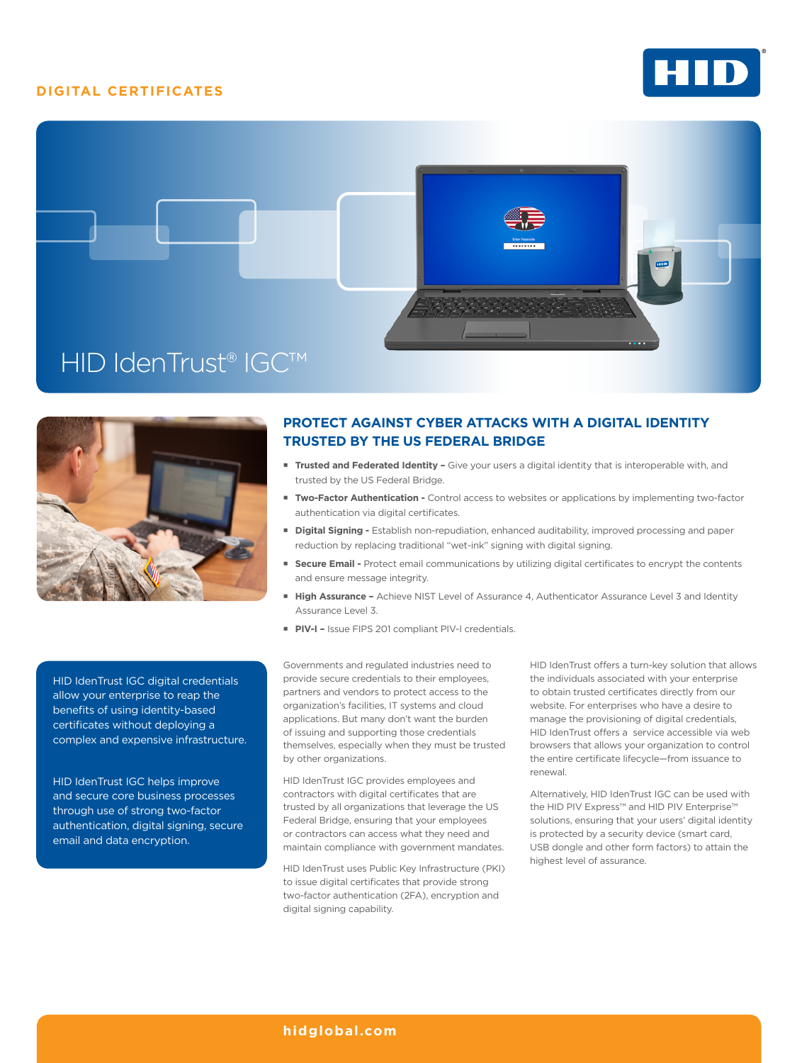DIGITAL CERTIFICATES

# HID IdenTrust® IGC™

## PROTECT AGAINST CYBER ATTACKS WITH A DIGITAL IDENTITY TRUSTED BY THE US FEDERAL BRIDGE

- **Trusted and Federated Identity –** Give your users a digital identity that is interoperable with, and trusted by the US Federal Bridge.
- **Two-Factor Authentication -** Control access to websites or applications by implementing two-factor authentication via digital certificates.
- **Digital Signing -** Establish non-repudiation, enhanced auditability, improved processing and paper reduction by replacing traditional "wet-ink" signing with digital signing.
- **Secure Email -** Protect email communications by utilizing digital certificates to encrypt the contents and ensure message integrity.
- **High Assurance –** Achieve NIST Level of Assurance 4, Authenticator Assurance Level 3 and Identity Assurance Level 3.
- **PIV-I –** Issue FIPS 201 compliant PIV-I credentials.

HID IdenTrust IGC digital credentials allow your enterprise to reap the benefits of using identity-based certificates without deploying a complex and expensive infrastructure.

HID IdenTrust IGC helps improve and secure core business processes through use of strong two-factor authentication, digital signing, secure email and data encryption.

Governments and regulated industries need to provide secure credentials to their employees, partners and vendors to protect access to the organization's facilities, IT systems and cloud applications. But many don't want the burden of issuing and supporting those credentials themselves, especially when they must be trusted by other organizations.

HID IdenTrust IGC provides employees and contractors with digital certificates that are trusted by all organizations that leverage the US Federal Bridge, ensuring that your employees or contractors can access what they need and maintain compliance with government mandates.

HID IdenTrust uses Public Key Infrastructure (PKI) to issue digital certificates that provide strong two-factor authentication (2FA), encryption and digital signing capability.

HID IdenTrust offers a turn-key solution that allows the individuals associated with your enterprise to obtain trusted certificates directly from our website. For enterprises who have a desire to manage the provisioning of digital credentials, HID IdenTrust offers a service accessible via web browsers that allows your organization to control the entire certificate lifecycle—from issuance to renewal.

Alternatively, HID IdenTrust IGC can be used with the HID PIV Express™ and HID PIV Enterprise™ solutions, ensuring that your users' digital identity is protected by a security device (smart card, USB dongle and other form factors) to attain the highest level of assurance.

hidglobal.com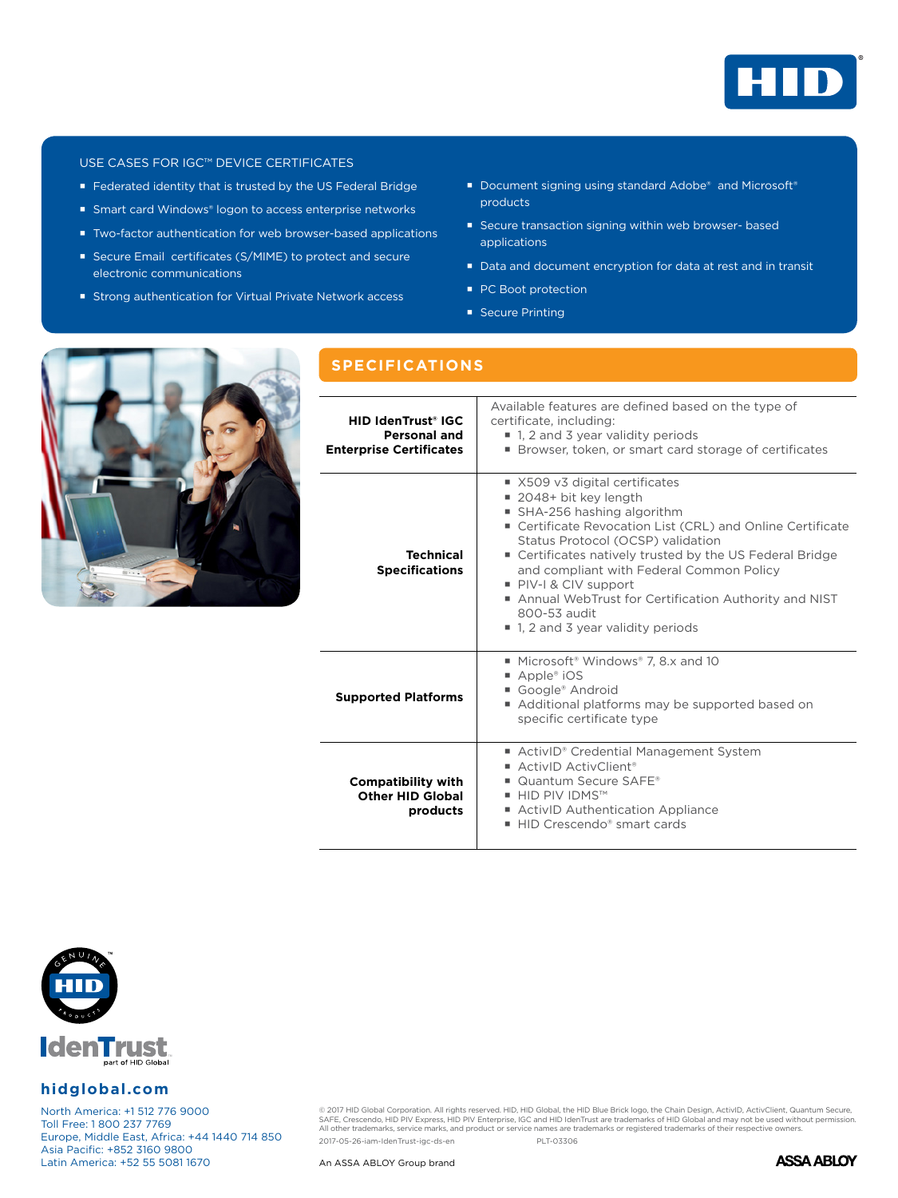## USE CASES FOR IGC™ DEVICE CERTIFICATES

- Federated identity that is trusted by the US Federal Bridge
- Smart card Windows® logon to access enterprise networks
- Two-factor authentication for web browser-based applications
- Secure Email certificates (S/MIME) to protect and secure electronic communications
- Strong authentication for Virtual Private Network access
- Document signing using standard Adobe® and Microsoft® products
- Secure transaction signing within web browser- based applications
- Data and document encryption for data at rest and in transit
- PC Boot protection
- Secure Printing

## SPECIFICATIONS

| | |
|---|---|
| **HID IdenTrust® IGC Personal and Enterprise Certificates** | Available features are defined based on the type of certificate, including:<br>▪ 1, 2 and 3 year validity periods<br>▪ Browser, token, or smart card storage of certificates |
| **Technical Specifications** | ▪ X509 v3 digital certificates<br>▪ 2048+ bit key length<br>▪ SHA-256 hashing algorithm<br>▪ Certificate Revocation List (CRL) and Online Certificate Status Protocol (OCSP) validation<br>▪ Certificates natively trusted by the US Federal Bridge and compliant with Federal Common Policy<br>▪ PIV-I & CIV support<br>▪ Annual WebTrust for Certification Authority and NIST 800-53 audit<br>▪ 1, 2 and 3 year validity periods |
| **Supported Platforms** | ▪ Microsoft® Windows® 7, 8.x and 10<br>▪ Apple® iOS<br>▪ Google® Android<br>▪ Additional platforms may be supported based on specific certificate type |
| **Compatibility with Other HID Global products** | ▪ ActivID® Credential Management System<br>▪ ActivID ActivClient®<br>▪ Quantum Secure SAFE®<br>▪ HID PIV IDMS™<br>▪ ActivID Authentication Appliance<br>▪ HID Crescendo® smart cards |

IdenTrust part of HID Global

**hidglobal.com**

North America: +1 512 776 9000
Toll Free: 1 800 237 7769
Europe, Middle East, Africa: +44 1440 714 850
Asia Pacific: +852 3160 9800
Latin America: +52 55 5081 1670

© 2017 HID Global Corporation. All rights reserved. HID, HID Global, the HID Blue Brick logo, the Chain Design, ActivID, ActivClient, Quantum Secure, SAFE, Crescendo, HID PIV Express, HID PIV Enterprise, IGC and HID IdenTrust are trademarks of HID Global and may not be used without permission. All other trademarks, service marks, and product or service names are trademarks or registered trademarks of their respective owners.

2017-05-26-iam-idenTrust-igc-ds-en PLT-03306

An ASSA ABLOY Group brand

ASSA ABLOY